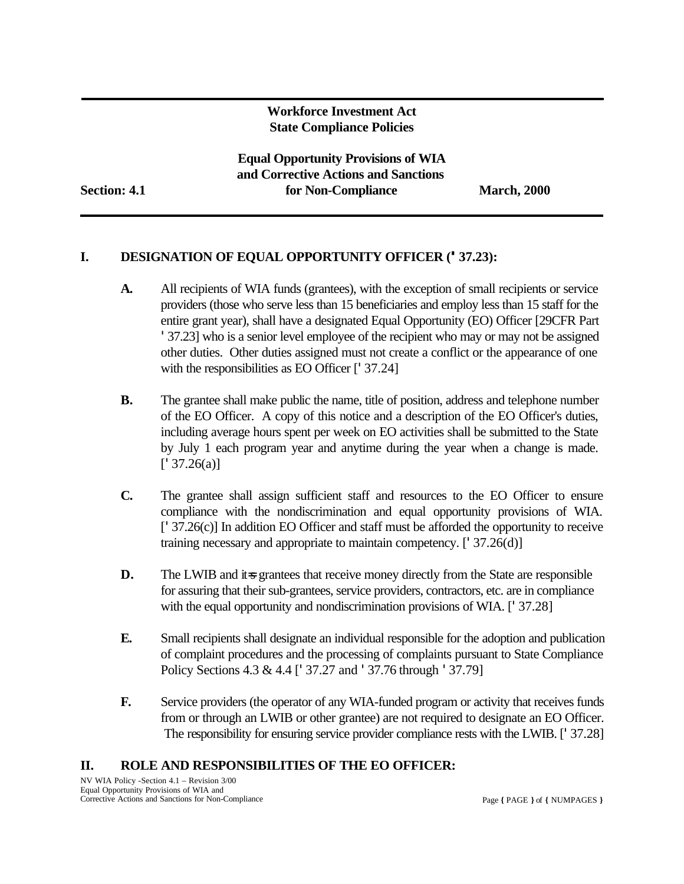**Workforce Investment Act**
**State Compliance Policies**

**Equal Opportunity Provisions of WIA and Corrective Actions and Sanctions for Non-Compliance**

**Section: 4.1** | **March, 2000**

## I. DESIGNATION OF EQUAL OPPORTUNITY OFFICER (' 37.23):

**A.** All recipients of WIA funds (grantees), with the exception of small recipients or service providers (those who serve less than 15 beneficiaries and employ less than 15 staff for the entire grant year), shall have a designated Equal Opportunity (EO) Officer [29CFR Part ' 37.23] who is a senior level employee of the recipient who may or may not be assigned other duties. Other duties assigned must not create a conflict or the appearance of one with the responsibilities as EO Officer [' 37.24]

**B.** The grantee shall make public the name, title of position, address and telephone number of the EO Officer. A copy of this notice and a description of the EO Officer's duties, including average hours spent per week on EO activities shall be submitted to the State by July 1 each program year and anytime during the year when a change is made. [' 37.26(a)]

**C.** The grantee shall assign sufficient staff and resources to the EO Officer to ensure compliance with the nondiscrimination and equal opportunity provisions of WIA. [' 37.26(c)] In addition EO Officer and staff must be afforded the opportunity to receive training necessary and appropriate to maintain competency. [' 37.26(d)]

**D.** The LWIB and it=s grantees that receive money directly from the State are responsible for assuring that their sub-grantees, service providers, contractors, etc. are in compliance with the equal opportunity and nondiscrimination provisions of WIA. [' 37.28]

**E.** Small recipients shall designate an individual responsible for the adoption and publication of complaint procedures and the processing of complaints pursuant to State Compliance Policy Sections 4.3 & 4.4 [' 37.27 and ' 37.76 through ' 37.79]

**F.** Service providers (the operator of any WIA-funded program or activity that receives funds from or through an LWIB or other grantee) are not required to designate an EO Officer. The responsibility for ensuring service provider compliance rests with the LWIB. [' 37.28]

## II. ROLE AND RESPONSIBILITIES OF THE EO OFFICER: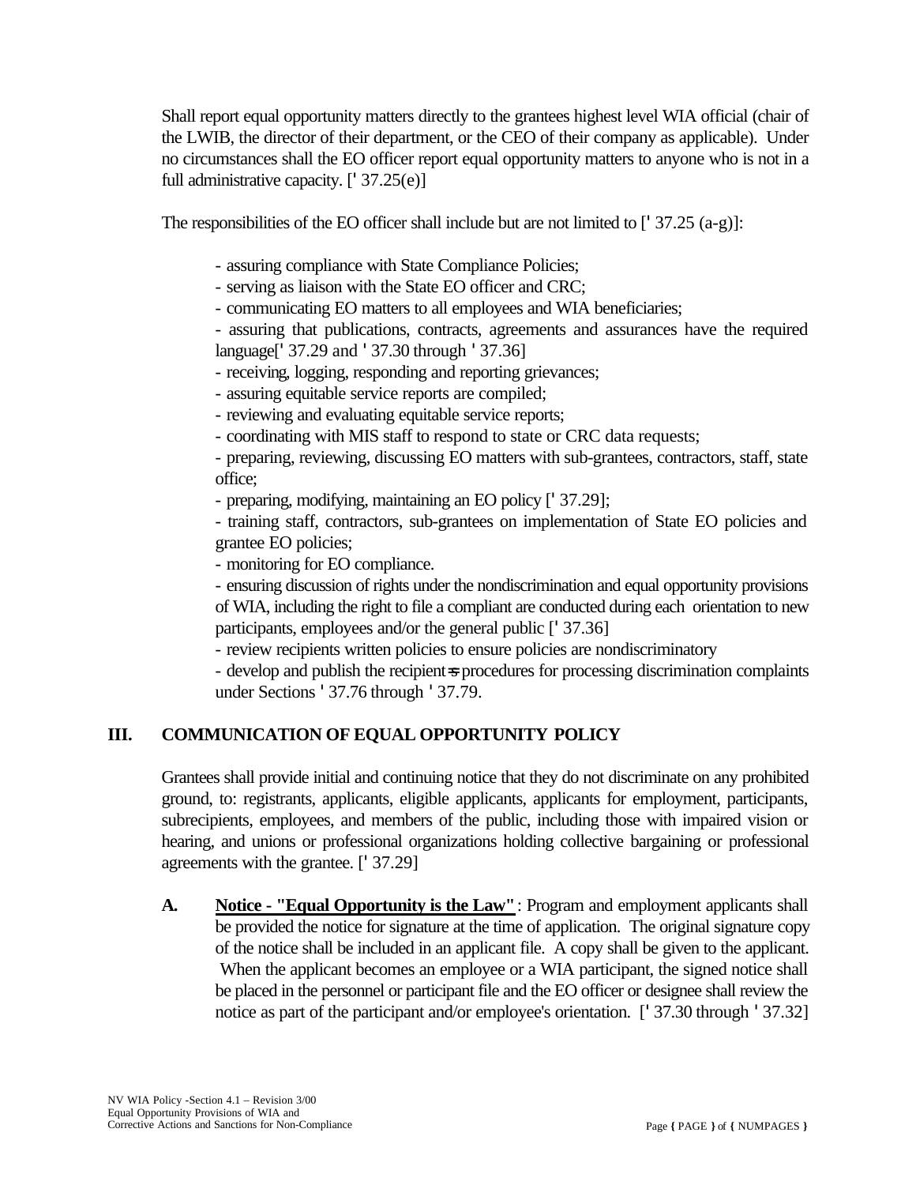Shall report equal opportunity matters directly to the grantees highest level WIA official (chair of the LWIB, the director of their department, or the CEO of their company as applicable). Under no circumstances shall the EO officer report equal opportunity matters to anyone who is not in a full administrative capacity. [' 37.25(e)]

The responsibilities of the EO officer shall include but are not limited to [' 37.25 (a-g)]:

- assuring compliance with State Compliance Policies;
- serving as liaison with the State EO officer and CRC;
- communicating EO matters to all employees and WIA beneficiaries;
- assuring that publications, contracts, agreements and assurances have the required language[' 37.29 and ' 37.30 through ' 37.36]
- receiving, logging, responding and reporting grievances;
- assuring equitable service reports are compiled;
- reviewing and evaluating equitable service reports;
- coordinating with MIS staff to respond to state or CRC data requests;
- preparing, reviewing, discussing EO matters with sub-grantees, contractors, staff, state office;
- preparing, modifying, maintaining an EO policy [' 37.29];
- training staff, contractors, sub-grantees on implementation of State EO policies and grantee EO policies;
- monitoring for EO compliance.
- ensuring discussion of rights under the nondiscrimination and equal opportunity provisions of WIA, including the right to file a compliant are conducted during each orientation to new participants, employees and/or the general public [' 37.36]
- review recipients written policies to ensure policies are nondiscriminatory
- develop and publish the recipient=s procedures for processing discrimination complaints under Sections ' 37.76 through ' 37.79.

## III. COMMUNICATION OF EQUAL OPPORTUNITY POLICY

Grantees shall provide initial and continuing notice that they do not discriminate on any prohibited ground, to: registrants, applicants, eligible applicants, applicants for employment, participants, subrecipients, employees, and members of the public, including those with impaired vision or hearing, and unions or professional organizations holding collective bargaining or professional agreements with the grantee. [' 37.29]

**A. Notice - "Equal Opportunity is the Law"**: Program and employment applicants shall be provided the notice for signature at the time of application. The original signature copy of the notice shall be included in an applicant file. A copy shall be given to the applicant. When the applicant becomes an employee or a WIA participant, the signed notice shall be placed in the personnel or participant file and the EO officer or designee shall review the notice as part of the participant and/or employee's orientation. [' 37.30 through ' 37.32]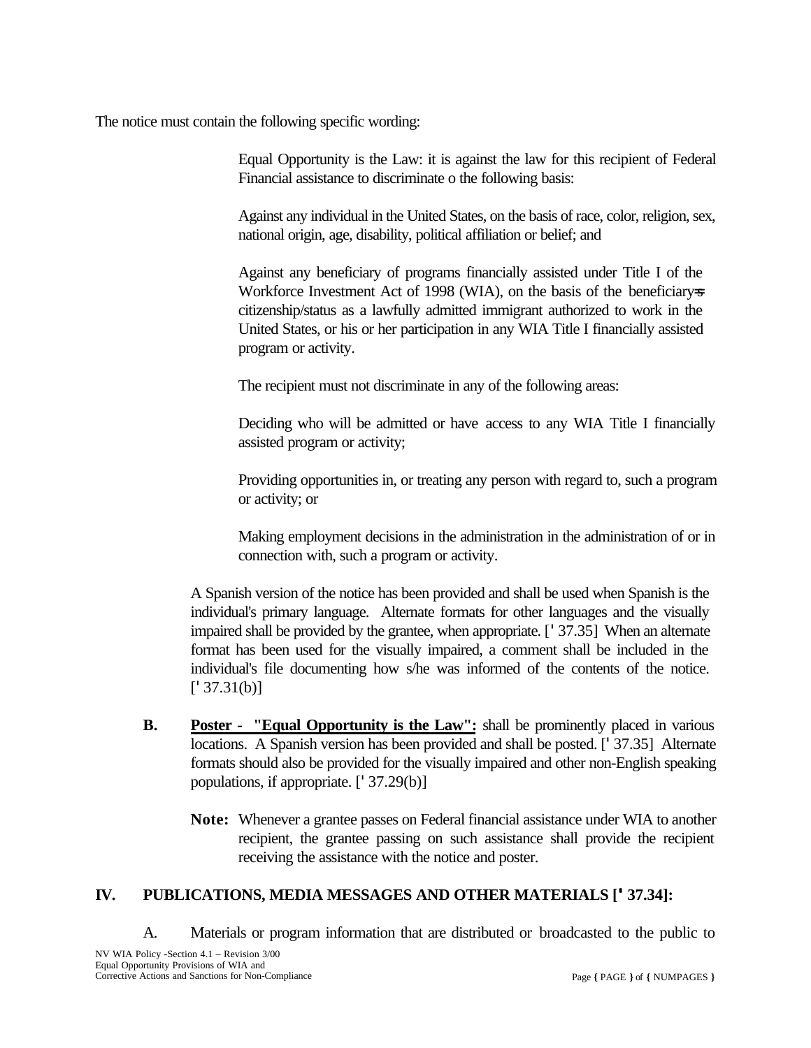The notice must contain the following specific wording:

> Equal Opportunity is the Law: it is against the law for this recipient of Federal Financial assistance to discriminate o the following basis:
>
> Against any individual in the United States, on the basis of race, color, religion, sex, national origin, age, disability, political affiliation or belief; and
>
> Against any beneficiary of programs financially assisted under Title I of the Workforce Investment Act of 1998 (WIA), on the basis of the beneficiary=s citizenship/status as a lawfully admitted immigrant authorized to work in the United States, or his or her participation in any WIA Title I financially assisted program or activity.
>
> The recipient must not discriminate in any of the following areas:
>
> Deciding who will be admitted or have access to any WIA Title I financially assisted program or activity;
>
> Providing opportunities in, or treating any person with regard to, such a program or activity; or
>
> Making employment decisions in the administration in the administration of or in connection with, such a program or activity.

A Spanish version of the notice has been provided and shall be used when Spanish is the individual's primary language. Alternate formats for other languages and the visually impaired shall be provided by the grantee, when appropriate. [' 37.35] When an alternate format has been used for the visually impaired, a comment shall be included in the individual's file documenting how s/he was informed of the contents of the notice. [' 37.31(b)]

**B.** **Poster - "Equal Opportunity is the Law":** shall be prominently placed in various locations. A Spanish version has been provided and shall be posted. [' 37.35] Alternate formats should also be provided for the visually impaired and other non-English speaking populations, if appropriate. [' 37.29(b)]

**Note:** Whenever a grantee passes on Federal financial assistance under WIA to another recipient, the grantee passing on such assistance shall provide the recipient receiving the assistance with the notice and poster.

## IV. PUBLICATIONS, MEDIA MESSAGES AND OTHER MATERIALS [' 37.34]:

A. Materials or program information that are distributed or broadcasted to the public to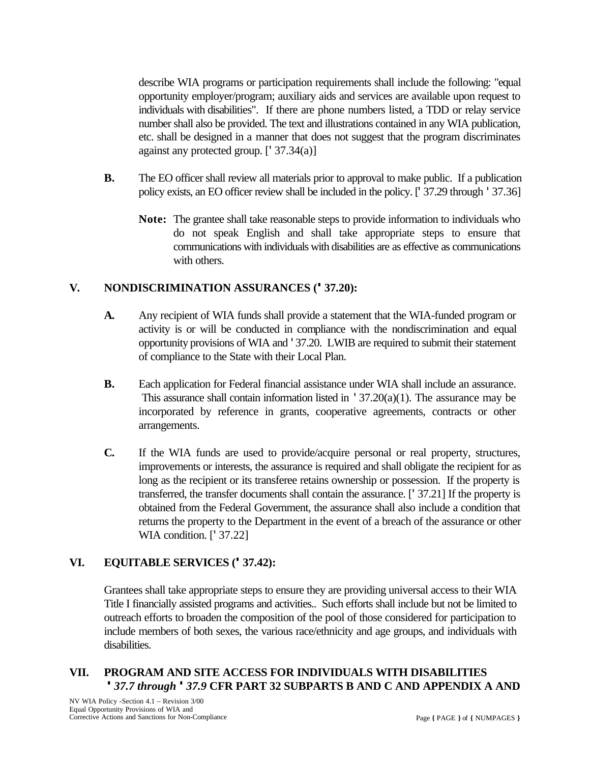describe WIA programs or participation requirements shall include the following: "equal opportunity employer/program; auxiliary aids and services are available upon request to individuals with disabilities". If there are phone numbers listed, a TDD or relay service number shall also be provided. The text and illustrations contained in any WIA publication, etc. shall be designed in a manner that does not suggest that the program discriminates against any protected group. [' 37.34(a)]

**B.** The EO officer shall review all materials prior to approval to make public. If a publication policy exists, an EO officer review shall be included in the policy. [' 37.29 through ' 37.36]

**Note:** The grantee shall take reasonable steps to provide information to individuals who do not speak English and shall take appropriate steps to ensure that communications with individuals with disabilities are as effective as communications with others.

## V. NONDISCRIMINATION ASSURANCES (' 37.20):

**A.** Any recipient of WIA funds shall provide a statement that the WIA-funded program or activity is or will be conducted in compliance with the nondiscrimination and equal opportunity provisions of WIA and ' 37.20. LWIB are required to submit their statement of compliance to the State with their Local Plan.

**B.** Each application for Federal financial assistance under WIA shall include an assurance. This assurance shall contain information listed in ' 37.20(a)(1). The assurance may be incorporated by reference in grants, cooperative agreements, contracts or other arrangements.

**C.** If the WIA funds are used to provide/acquire personal or real property, structures, improvements or interests, the assurance is required and shall obligate the recipient for as long as the recipient or its transferee retains ownership or possession. If the property is transferred, the transfer documents shall contain the assurance. [' 37.21] If the property is obtained from the Federal Government, the assurance shall also include a condition that returns the property to the Department in the event of a breach of the assurance or other WIA condition. [' 37.22]

## VI. EQUITABLE SERVICES (' 37.42):

Grantees shall take appropriate steps to ensure they are providing universal access to their WIA Title I financially assisted programs and activities.. Such efforts shall include but not be limited to outreach efforts to broaden the composition of the pool of those considered for participation to include members of both sexes, the various race/ethnicity and age groups, and individuals with disabilities.

## VII. PROGRAM AND SITE ACCESS FOR INDIVIDUALS WITH DISABILITIES *' 37.7 through ' 37.9* CFR PART 32 SUBPARTS B AND C AND APPENDIX A AND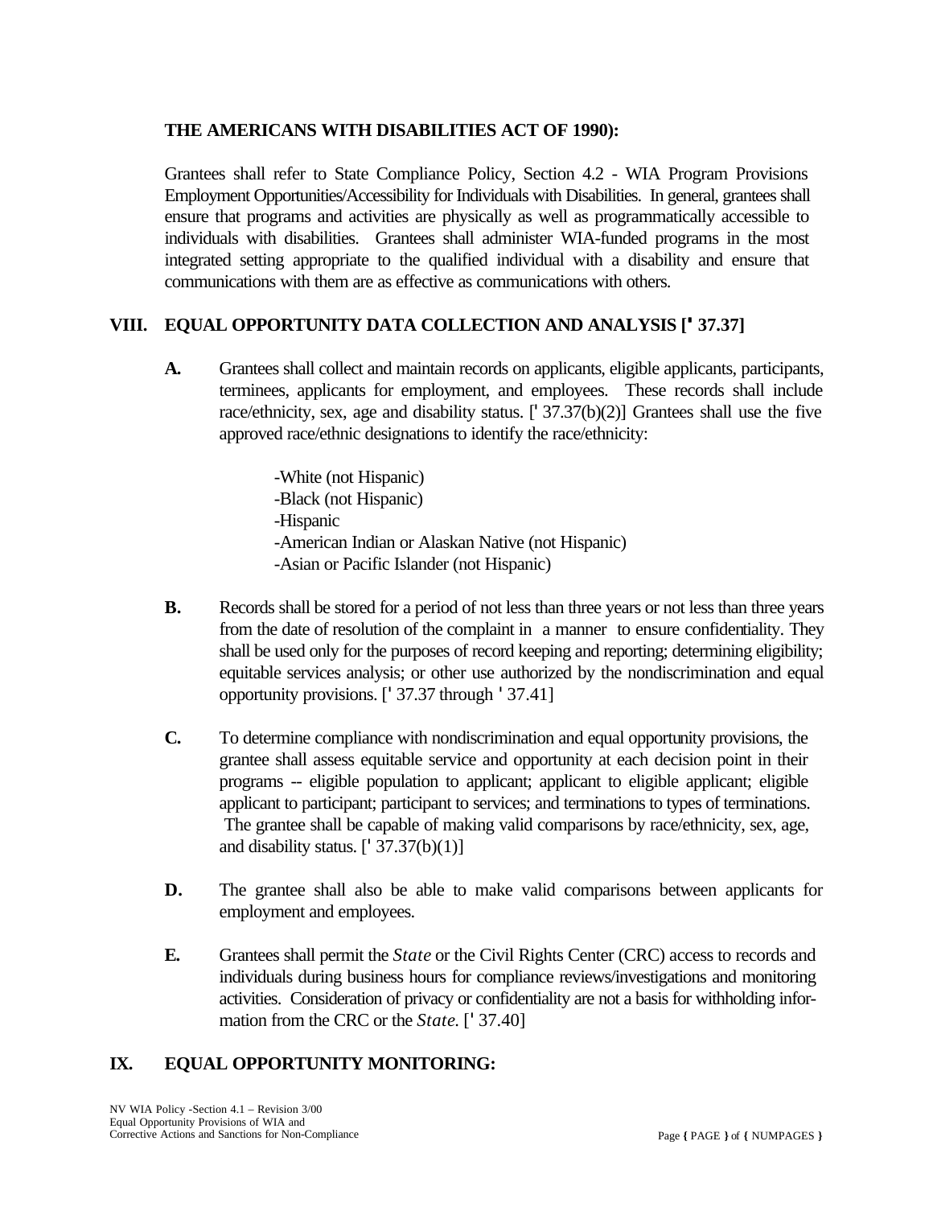**THE AMERICANS WITH DISABILITIES ACT OF 1990):**

Grantees shall refer to State Compliance Policy, Section 4.2 - WIA Program Provisions Employment Opportunities/Accessibility for Individuals with Disabilities. In general, grantees shall ensure that programs and activities are physically as well as programmatically accessible to individuals with disabilities. Grantees shall administer WIA-funded programs in the most integrated setting appropriate to the qualified individual with a disability and ensure that communications with them are as effective as communications with others.

## VIII. EQUAL OPPORTUNITY DATA COLLECTION AND ANALYSIS [' 37.37]

**A.** Grantees shall collect and maintain records on applicants, eligible applicants, participants, terminees, applicants for employment, and employees. These records shall include race/ethnicity, sex, age and disability status. [' 37.37(b)(2)] Grantees shall use the five approved race/ethnic designations to identify the race/ethnicity:

-White (not Hispanic)
-Black (not Hispanic)
-Hispanic
-American Indian or Alaskan Native (not Hispanic)
-Asian or Pacific Islander (not Hispanic)

**B.** Records shall be stored for a period of not less than three years or not less than three years from the date of resolution of the complaint in a manner to ensure confidentiality. They shall be used only for the purposes of record keeping and reporting; determining eligibility; equitable services analysis; or other use authorized by the nondiscrimination and equal opportunity provisions. [' 37.37 through ' 37.41]

**C.** To determine compliance with nondiscrimination and equal opportunity provisions, the grantee shall assess equitable service and opportunity at each decision point in their programs -- eligible population to applicant; applicant to eligible applicant; eligible applicant to participant; participant to services; and terminations to types of terminations. The grantee shall be capable of making valid comparisons by race/ethnicity, sex, age, and disability status. [' 37.37(b)(1)]

**D.** The grantee shall also be able to make valid comparisons between applicants for employment and employees.

**E.** Grantees shall permit the *State* or the Civil Rights Center (CRC) access to records and individuals during business hours for compliance reviews/investigations and monitoring activities. Consideration of privacy or confidentiality are not a basis for withholding information from the CRC or the *State*. [' 37.40]

## IX. EQUAL OPPORTUNITY MONITORING: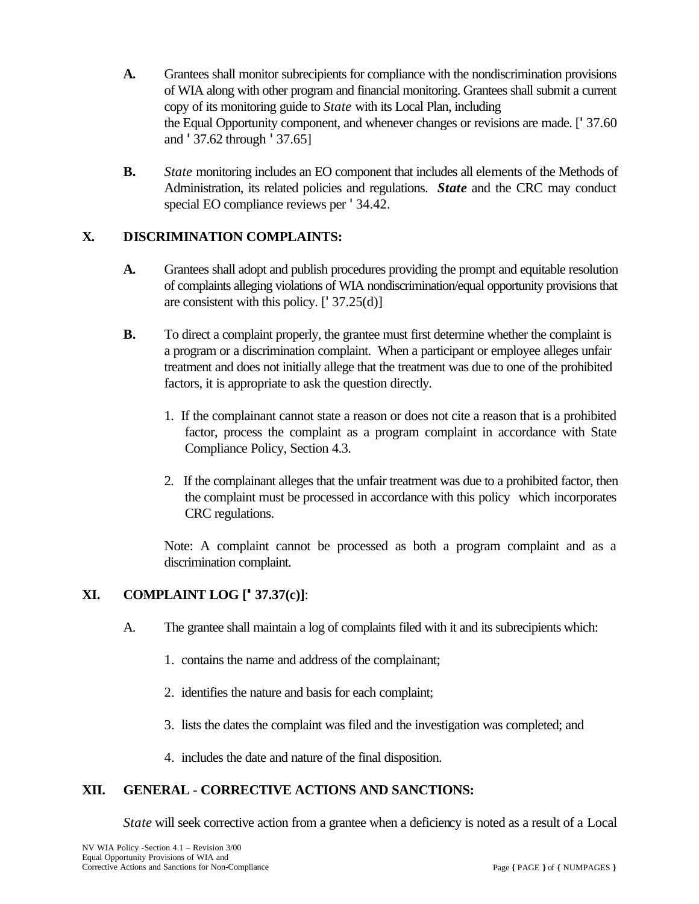**A.** Grantees shall monitor subrecipients for compliance with the nondiscrimination provisions of WIA along with other program and financial monitoring. Grantees shall submit a current copy of its monitoring guide to *State* with its Local Plan, including the Equal Opportunity component, and whenever changes or revisions are made. [' 37.60 and ' 37.62 through ' 37.65]

**B.** *State* monitoring includes an EO component that includes all elements of the Methods of Administration, its related policies and regulations. ***State*** and the CRC may conduct special EO compliance reviews per ' 34.42.

## X. DISCRIMINATION COMPLAINTS:

**A.** Grantees shall adopt and publish procedures providing the prompt and equitable resolution of complaints alleging violations of WIA nondiscrimination/equal opportunity provisions that are consistent with this policy. [' 37.25(d)]

**B.** To direct a complaint properly, the grantee must first determine whether the complaint is a program or a discrimination complaint. When a participant or employee alleges unfair treatment and does not initially allege that the treatment was due to one of the prohibited factors, it is appropriate to ask the question directly.

1. If the complainant cannot state a reason or does not cite a reason that is a prohibited factor, process the complaint as a program complaint in accordance with State Compliance Policy, Section 4.3.

2. If the complainant alleges that the unfair treatment was due to a prohibited factor, then the complaint must be processed in accordance with this policy which incorporates CRC regulations.

Note: A complaint cannot be processed as both a program complaint and as a discrimination complaint.

## XI. COMPLAINT LOG [' 37.37(c)]:

A. The grantee shall maintain a log of complaints filed with it and its subrecipients which:

1. contains the name and address of the complainant;

2. identifies the nature and basis for each complaint;

3. lists the dates the complaint was filed and the investigation was completed; and

4. includes the date and nature of the final disposition.

## XII. GENERAL - CORRECTIVE ACTIONS AND SANCTIONS:

*State* will seek corrective action from a grantee when a deficiency is noted as a result of a Local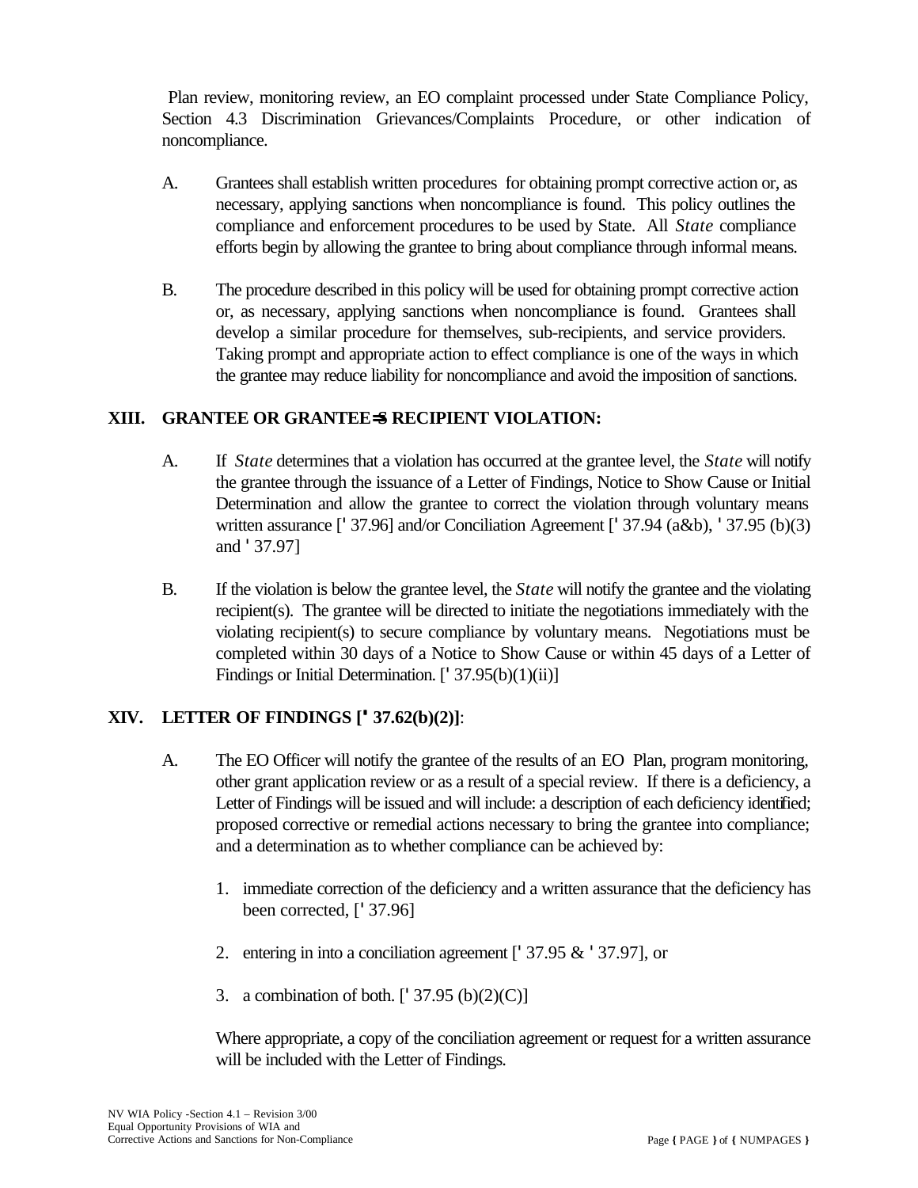Plan review, monitoring review, an EO complaint processed under State Compliance Policy, Section 4.3 Discrimination Grievances/Complaints Procedure, or other indication of noncompliance.

A. Grantees shall establish written procedures for obtaining prompt corrective action or, as necessary, applying sanctions when noncompliance is found. This policy outlines the compliance and enforcement procedures to be used by State. All *State* compliance efforts begin by allowing the grantee to bring about compliance through informal means.

B. The procedure described in this policy will be used for obtaining prompt corrective action or, as necessary, applying sanctions when noncompliance is found. Grantees shall develop a similar procedure for themselves, sub-recipients, and service providers. Taking prompt and appropriate action to effect compliance is one of the ways in which the grantee may reduce liability for noncompliance and avoid the imposition of sanctions.

## XIII. GRANTEE OR GRANTEE=S RECIPIENT VIOLATION:

A. If *State* determines that a violation has occurred at the grantee level, the *State* will notify the grantee through the issuance of a Letter of Findings, Notice to Show Cause or Initial Determination and allow the grantee to correct the violation through voluntary means written assurance [' 37.96] and/or Conciliation Agreement [' 37.94 (a&b), ' 37.95 (b)(3) and ' 37.97]

B. If the violation is below the grantee level, the *State* will notify the grantee and the violating recipient(s). The grantee will be directed to initiate the negotiations immediately with the violating recipient(s) to secure compliance by voluntary means. Negotiations must be completed within 30 days of a Notice to Show Cause or within 45 days of a Letter of Findings or Initial Determination. [' 37.95(b)(1)(ii)]

## XIV. LETTER OF FINDINGS [' 37.62(b)(2)]:

A. The EO Officer will notify the grantee of the results of an EO Plan, program monitoring, other grant application review or as a result of a special review. If there is a deficiency, a Letter of Findings will be issued and will include: a description of each deficiency identified; proposed corrective or remedial actions necessary to bring the grantee into compliance; and a determination as to whether compliance can be achieved by:

1. immediate correction of the deficiency and a written assurance that the deficiency has been corrected, [' 37.96]
2. entering in into a conciliation agreement [' 37.95 & ' 37.97], or
3. a combination of both. [' 37.95 (b)(2)(C)]

Where appropriate, a copy of the conciliation agreement or request for a written assurance will be included with the Letter of Findings.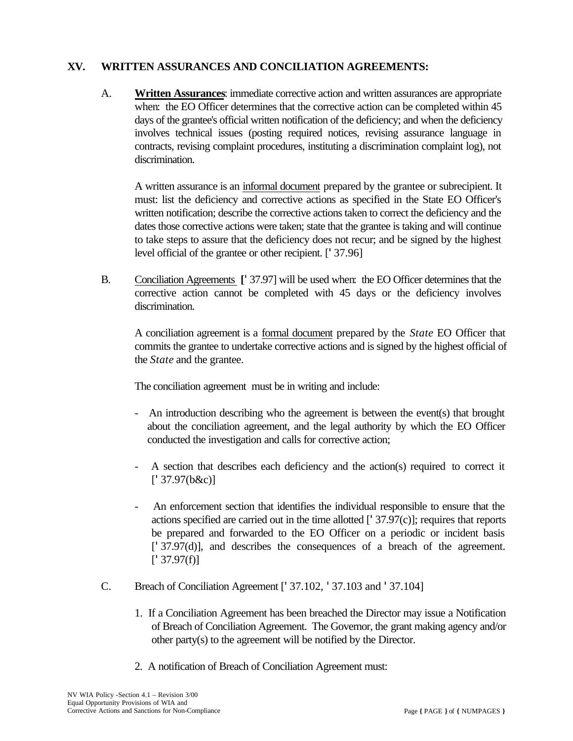## XV. WRITTEN ASSURANCES AND CONCILIATION AGREEMENTS:

A. **<u>Written Assurances</u>**: immediate corrective action and written assurances are appropriate when: the EO Officer determines that the corrective action can be completed within 45 days of the grantee's official written notification of the deficiency; and when the deficiency involves technical issues (posting required notices, revising assurance language in contracts, revising complaint procedures, instituting a discrimination complaint log), not discrimination.

A written assurance is an <u>informal document</u> prepared by the grantee or subrecipient. It must: list the deficiency and corrective actions as specified in the State EO Officer's written notification; describe the corrective actions taken to correct the deficiency and the dates those corrective actions were taken; state that the grantee is taking and will continue to take steps to assure that the deficiency does not recur; and be signed by the highest level official of the grantee or other recipient. [' 37.96]

B. <u>Conciliation Agreements</u> **[**' 37.97] will be used when: the EO Officer determines that the corrective action cannot be completed with 45 days or the deficiency involves discrimination.

A conciliation agreement is a <u>formal document</u> prepared by the *State* EO Officer that commits the grantee to undertake corrective actions and is signed by the highest official of the *State* and the grantee.

The conciliation agreement must be in writing and include:

- An introduction describing who the agreement is between the event(s) that brought about the conciliation agreement, and the legal authority by which the EO Officer conducted the investigation and calls for corrective action;

- A section that describes each deficiency and the action(s) required to correct it [' 37.97(b&c)]

- An enforcement section that identifies the individual responsible to ensure that the actions specified are carried out in the time allotted [' 37.97(c)]; requires that reports be prepared and forwarded to the EO Officer on a periodic or incident basis [' 37.97(d)], and describes the consequences of a breach of the agreement. [' 37.97(f)]

C. Breach of Conciliation Agreement [' 37.102, ' 37.103 and ' 37.104]

1. If a Conciliation Agreement has been breached the Director may issue a Notification of Breach of Conciliation Agreement. The Governor, the grant making agency and/or other party(s) to the agreement will be notified by the Director.

2. A notification of Breach of Conciliation Agreement must: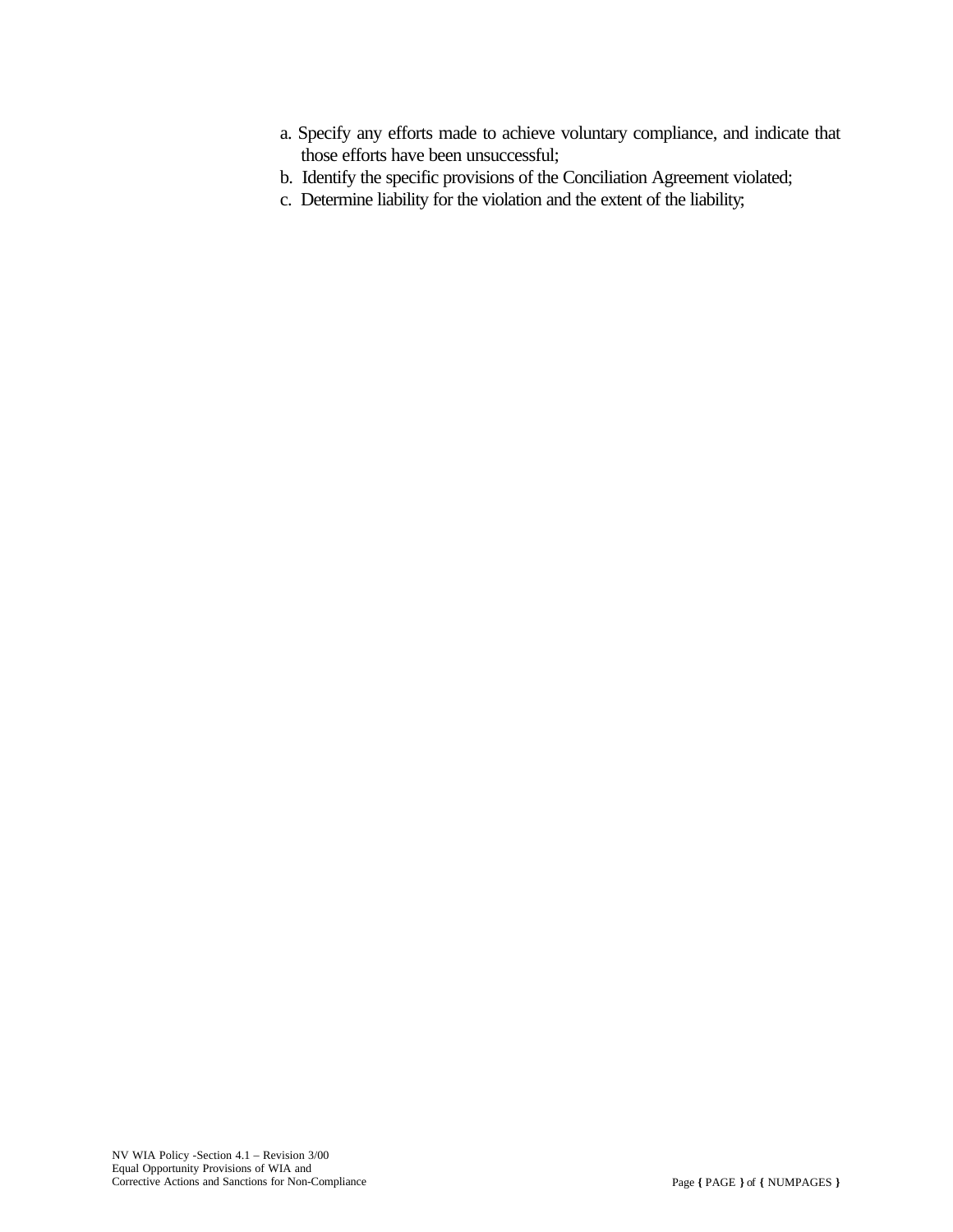a. Specify any efforts made to achieve voluntary compliance, and indicate that those efforts have been unsuccessful;
b. Identify the specific provisions of the Conciliation Agreement violated;
c. Determine liability for the violation and the extent of the liability;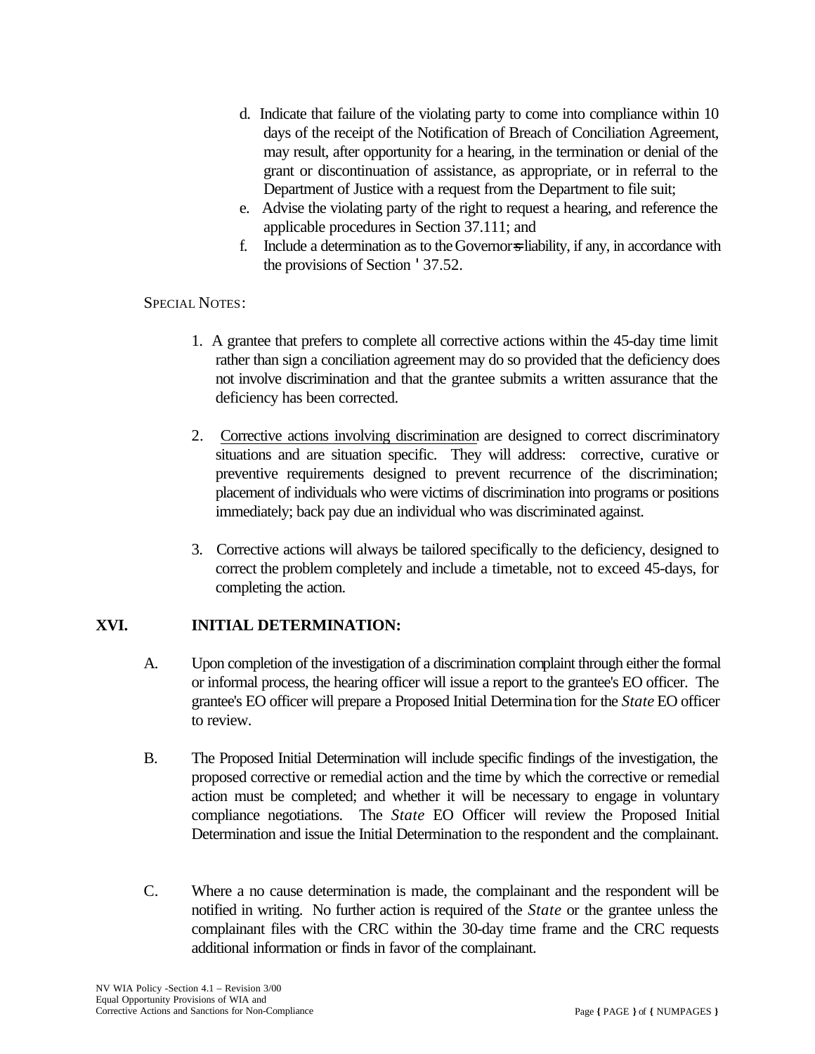d. Indicate that failure of the violating party to come into compliance within 10 days of the receipt of the Notification of Breach of Conciliation Agreement, may result, after opportunity for a hearing, in the termination or denial of the grant or discontinuation of assistance, as appropriate, or in referral to the Department of Justice with a request from the Department to file suit;

e. Advise the violating party of the right to request a hearing, and reference the applicable procedures in Section 37.111; and

f. Include a determination as to the Governor=s liability, if any, in accordance with the provisions of Section ' 37.52.

SPECIAL NOTES:

1. A grantee that prefers to complete all corrective actions within the 45-day time limit rather than sign a conciliation agreement may do so provided that the deficiency does not involve discrimination and that the grantee submits a written assurance that the deficiency has been corrected.

2. Corrective actions involving discrimination are designed to correct discriminatory situations and are situation specific. They will address: corrective, curative or preventive requirements designed to prevent recurrence of the discrimination; placement of individuals who were victims of discrimination into programs or positions immediately; back pay due an individual who was discriminated against.

3. Corrective actions will always be tailored specifically to the deficiency, designed to correct the problem completely and include a timetable, not to exceed 45-days, for completing the action.

## XVI. INITIAL DETERMINATION:

A. Upon completion of the investigation of a discrimination complaint through either the formal or informal process, the hearing officer will issue a report to the grantee's EO officer. The grantee's EO officer will prepare a Proposed Initial Determination for the *State* EO officer to review.

B. The Proposed Initial Determination will include specific findings of the investigation, the proposed corrective or remedial action and the time by which the corrective or remedial action must be completed; and whether it will be necessary to engage in voluntary compliance negotiations. The *State* EO Officer will review the Proposed Initial Determination and issue the Initial Determination to the respondent and the complainant.

C. Where a no cause determination is made, the complainant and the respondent will be notified in writing. No further action is required of the *State* or the grantee unless the complainant files with the CRC within the 30-day time frame and the CRC requests additional information or finds in favor of the complainant.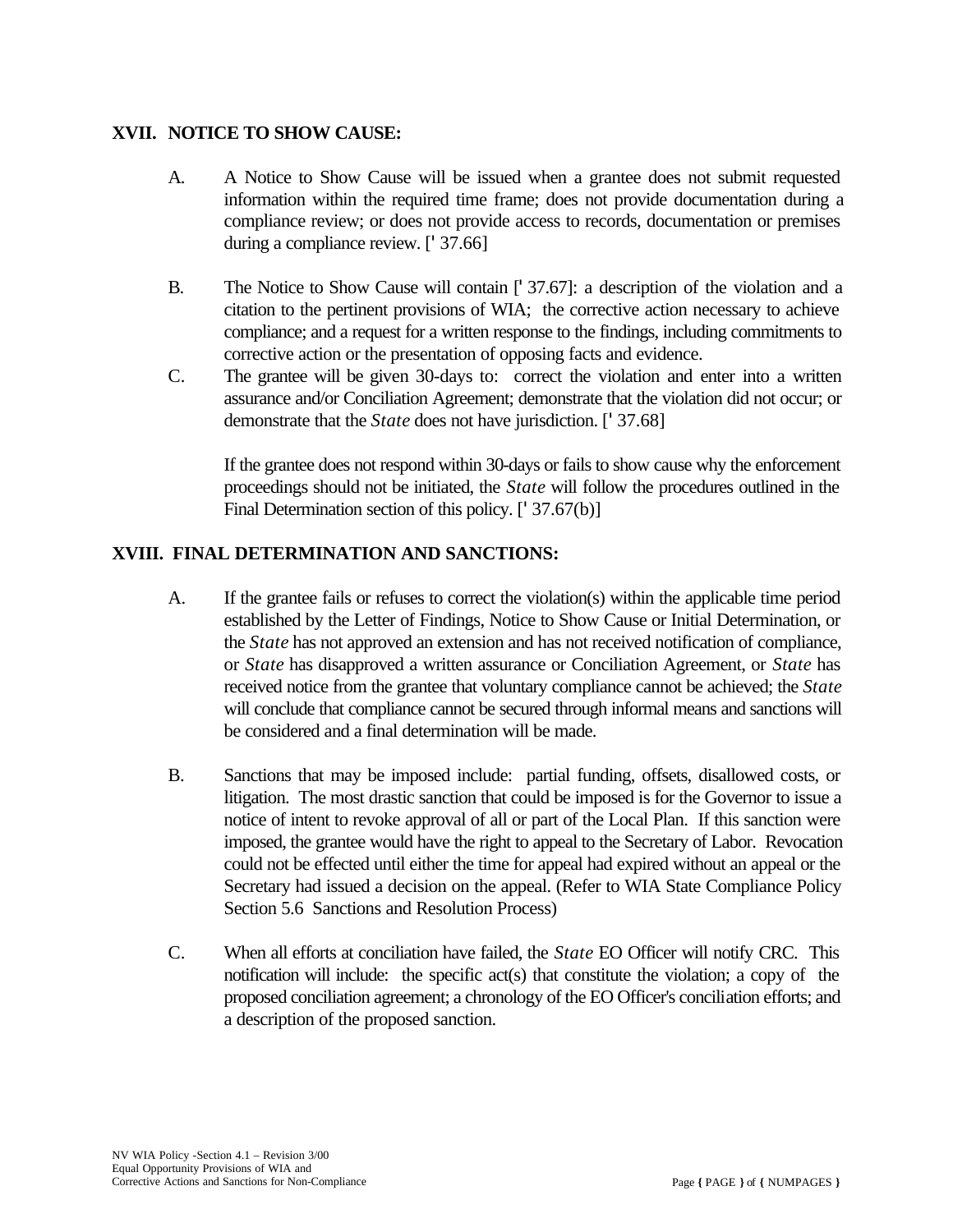## XVII. NOTICE TO SHOW CAUSE:

A. A Notice to Show Cause will be issued when a grantee does not submit requested information within the required time frame; does not provide documentation during a compliance review; or does not provide access to records, documentation or premises during a compliance review. [' 37.66]

B. The Notice to Show Cause will contain [' 37.67]: a description of the violation and a citation to the pertinent provisions of WIA; the corrective action necessary to achieve compliance; and a request for a written response to the findings, including commitments to corrective action or the presentation of opposing facts and evidence.

C. The grantee will be given 30-days to: correct the violation and enter into a written assurance and/or Conciliation Agreement; demonstrate that the violation did not occur; or demonstrate that the *State* does not have jurisdiction. [' 37.68]

If the grantee does not respond within 30-days or fails to show cause why the enforcement proceedings should not be initiated, the *State* will follow the procedures outlined in the Final Determination section of this policy. [' 37.67(b)]

## XVIII. FINAL DETERMINATION AND SANCTIONS:

A. If the grantee fails or refuses to correct the violation(s) within the applicable time period established by the Letter of Findings, Notice to Show Cause or Initial Determination, or the *State* has not approved an extension and has not received notification of compliance, or *State* has disapproved a written assurance or Conciliation Agreement, or *State* has received notice from the grantee that voluntary compliance cannot be achieved; the *State* will conclude that compliance cannot be secured through informal means and sanctions will be considered and a final determination will be made.

B. Sanctions that may be imposed include: partial funding, offsets, disallowed costs, or litigation. The most drastic sanction that could be imposed is for the Governor to issue a notice of intent to revoke approval of all or part of the Local Plan. If this sanction were imposed, the grantee would have the right to appeal to the Secretary of Labor. Revocation could not be effected until either the time for appeal had expired without an appeal or the Secretary had issued a decision on the appeal. (Refer to WIA State Compliance Policy Section 5.6 Sanctions and Resolution Process)

C. When all efforts at conciliation have failed, the *State* EO Officer will notify CRC. This notification will include: the specific act(s) that constitute the violation; a copy of the proposed conciliation agreement; a chronology of the EO Officer's conciliation efforts; and a description of the proposed sanction.